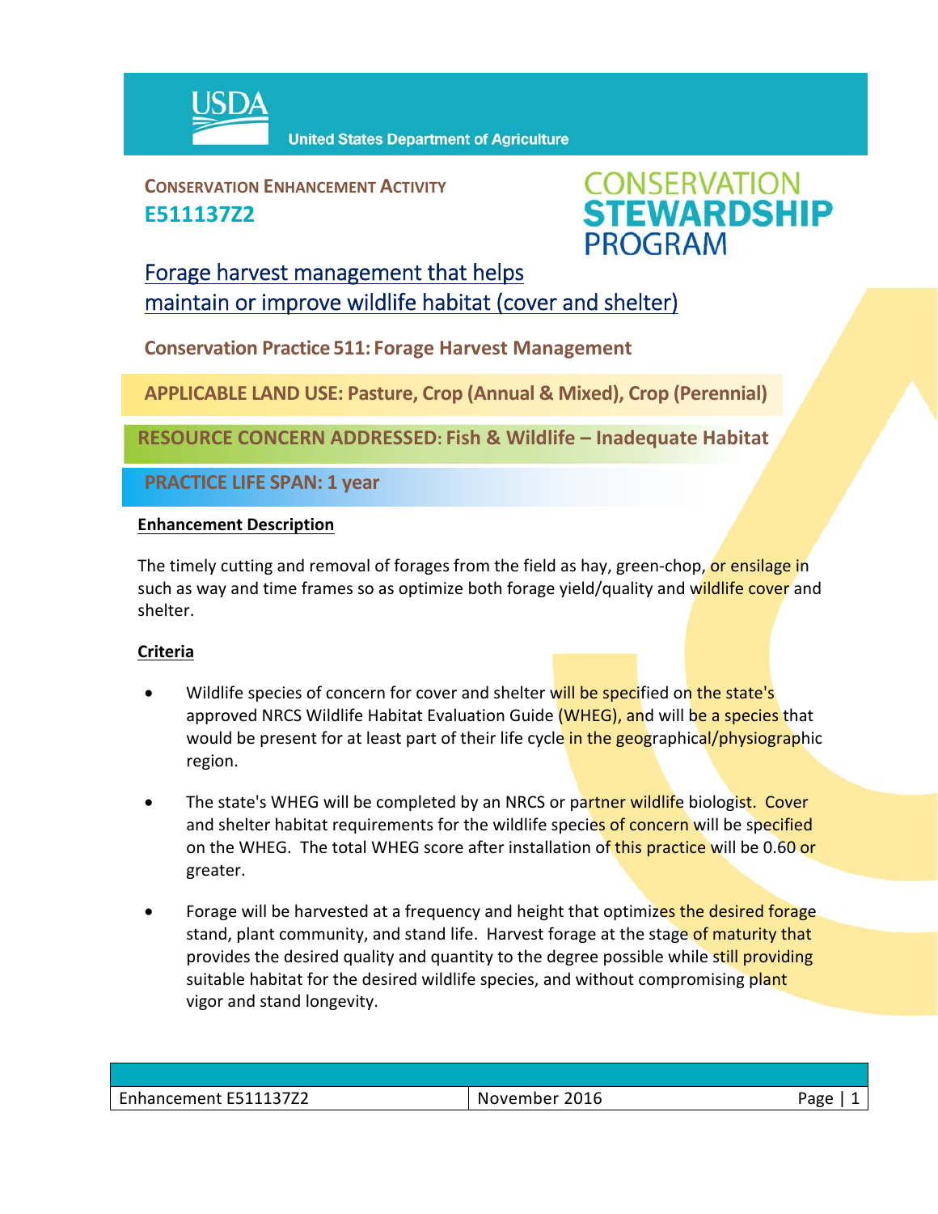USDA United States Department of Agriculture

**CONSERVATION ENHANCEMENT ACTIVITY**
**E511137Z2**

CONSERVATION STEWARDSHIP PROGRAM

# Forage harvest management that helps maintain or improve wildlife habitat (cover and shelter)

**Conservation Practice 511: Forage Harvest Management**

**APPLICABLE LAND USE: Pasture, Crop (Annual & Mixed), Crop (Perennial)**

**RESOURCE CONCERN ADDRESSED: Fish & Wildlife – Inadequate Habitat**

**PRACTICE LIFE SPAN: 1 year**

## Enhancement Description

The timely cutting and removal of forages from the field as hay, green-chop, or ensilage in such as way and time frames so as optimize both forage yield/quality and wildlife cover and shelter.

## Criteria

- Wildlife species of concern for cover and shelter will be specified on the state's approved NRCS Wildlife Habitat Evaluation Guide (WHEG), and will be a species that would be present for at least part of their life cycle in the geographical/physiographic region.
- The state's WHEG will be completed by an NRCS or partner wildlife biologist. Cover and shelter habitat requirements for the wildlife species of concern will be specified on the WHEG. The total WHEG score after installation of this practice will be 0.60 or greater.
- Forage will be harvested at a frequency and height that optimizes the desired forage stand, plant community, and stand life. Harvest forage at the stage of maturity that provides the desired quality and quantity to the degree possible while still providing suitable habitat for the desired wildlife species, and without compromising plant vigor and stand longevity.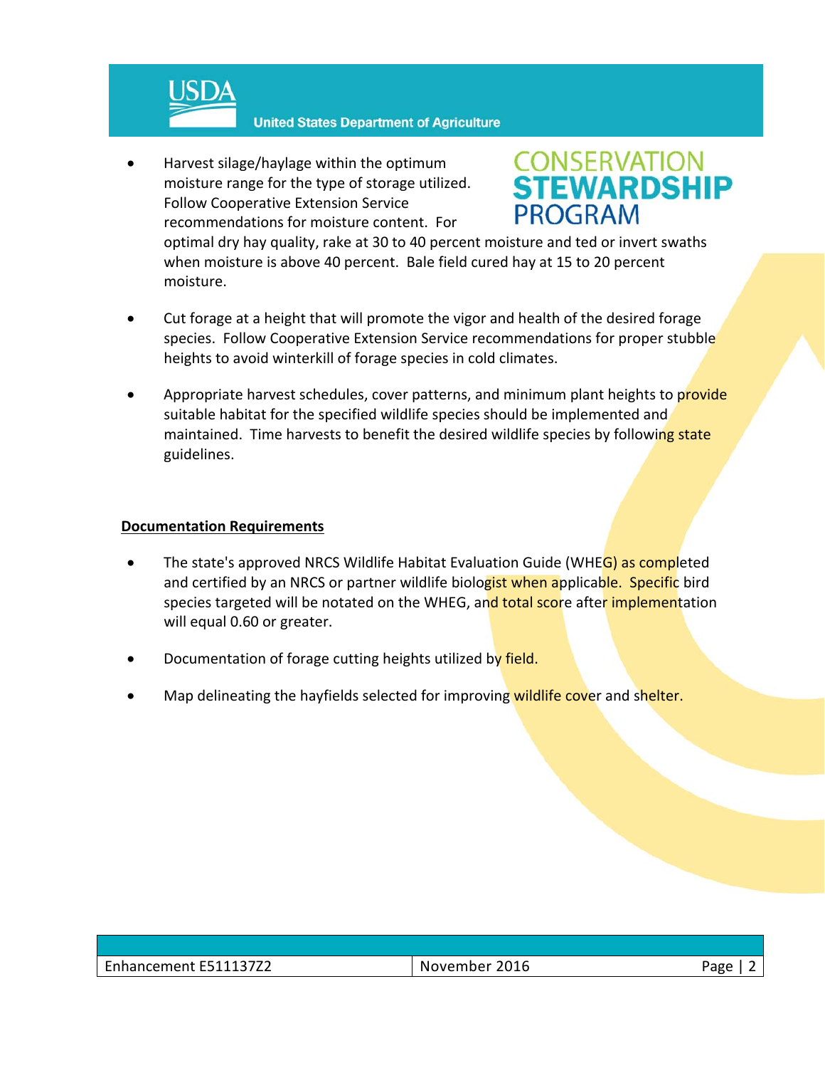- Harvest silage/haylage within the optimum moisture range for the type of storage utilized. Follow Cooperative Extension Service recommendations for moisture content. For optimal dry hay quality, rake at 30 to 40 percent moisture and ted or invert swaths when moisture is above 40 percent. Bale field cured hay at 15 to 20 percent moisture.

- Cut forage at a height that will promote the vigor and health of the desired forage species. Follow Cooperative Extension Service recommendations for proper stubble heights to avoid winterkill of forage species in cold climates.

- Appropriate harvest schedules, cover patterns, and minimum plant heights to provide suitable habitat for the specified wildlife species should be implemented and maintained. Time harvests to benefit the desired wildlife species by following state guidelines.

**Documentation Requirements**

- The state's approved NRCS Wildlife Habitat Evaluation Guide (WHEG) as completed and certified by an NRCS or partner wildlife biologist when applicable. Specific bird species targeted will be notated on the WHEG, and total score after implementation will equal 0.60 or greater.

- Documentation of forage cutting heights utilized by field.

- Map delineating the hayfields selected for improving wildlife cover and shelter.